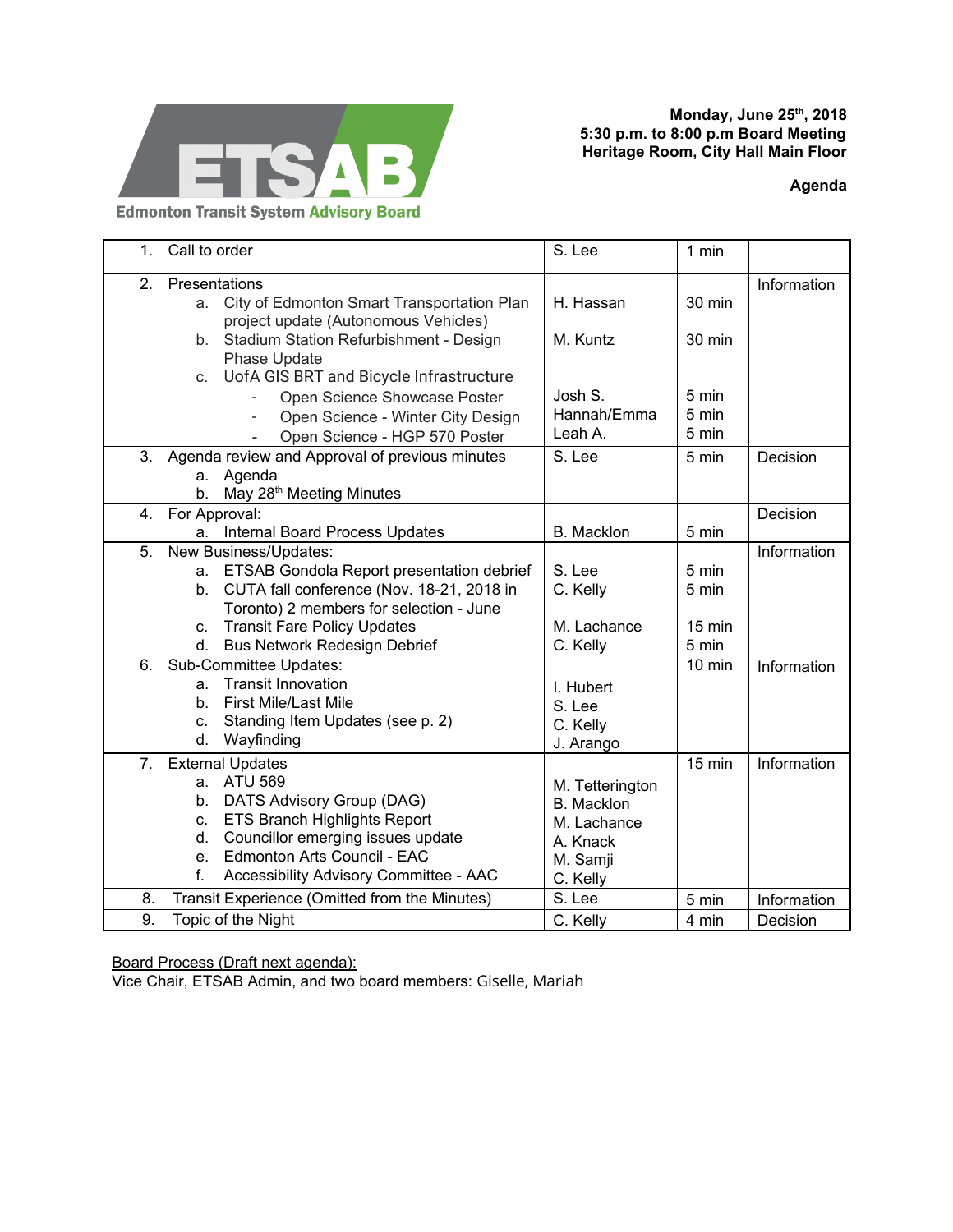**ETSAB**
**Edmonton Transit System Advisory Board**

**Monday, June 25th, 2018**
**5:30 p.m. to 8:00 p.m Board Meeting**
**Heritage Room, City Hall Main Floor**

**Agenda**

| Item | Lead | Time | Type |
|---|---|---|---|
| 1. Call to order | S. Lee | 1 min | |
| 2. Presentations<br>a. City of Edmonton Smart Transportation Plan project update (Autonomous Vehicles)<br>b. Stadium Station Refurbishment - Design Phase Update<br>c. UofA GIS BRT and Bicycle Infrastructure<br>- Open Science Showcase Poster<br>- Open Science - Winter City Design<br>- Open Science - HGP 570 Poster | <br>H. Hassan<br><br>M. Kuntz<br><br><br>Josh S.<br>Hannah/Emma<br>Leah A. | <br>30 min<br><br>30 min<br><br><br>5 min<br>5 min<br>5 min | Information |
| 3. Agenda review and Approval of previous minutes<br>a. Agenda<br>b. May 28th Meeting Minutes | S. Lee | 5 min | Decision |
| 4. For Approval:<br>a. Internal Board Process Updates | <br>B. Macklon | <br>5 min | Decision |
| 5. New Business/Updates:<br>a. ETSAB Gondola Report presentation debrief<br>b. CUTA fall conference (Nov. 18-21, 2018 in Toronto) 2 members for selection - June<br>c. Transit Fare Policy Updates<br>d. Bus Network Redesign Debrief | <br>S. Lee<br>C. Kelly<br><br>M. Lachance<br>C. Kelly | <br>5 min<br>5 min<br><br>15 min<br>5 min | Information |
| 6. Sub-Committee Updates:<br>a. Transit Innovation<br>b. First Mile/Last Mile<br>c. Standing Item Updates (see p. 2)<br>d. Wayfinding | <br>I. Hubert<br>S. Lee<br>C. Kelly<br>J. Arango | 10 min | Information |
| 7. External Updates<br>a. ATU 569<br>b. DATS Advisory Group (DAG)<br>c. ETS Branch Highlights Report<br>d. Councillor emerging issues update<br>e. Edmonton Arts Council - EAC<br>f. Accessibility Advisory Committee - AAC | <br>M. Tetterington<br>B. Macklon<br>M. Lachance<br>A. Knack<br>M. Samji<br>C. Kelly | 15 min | Information |
| 8. Transit Experience (Omitted from the Minutes) | S. Lee | 5 min | Information |
| 9. Topic of the Night | C. Kelly | 4 min | Decision |

Board Process (Draft next agenda):
Vice Chair, ETSAB Admin, and two board members: Giselle, Mariah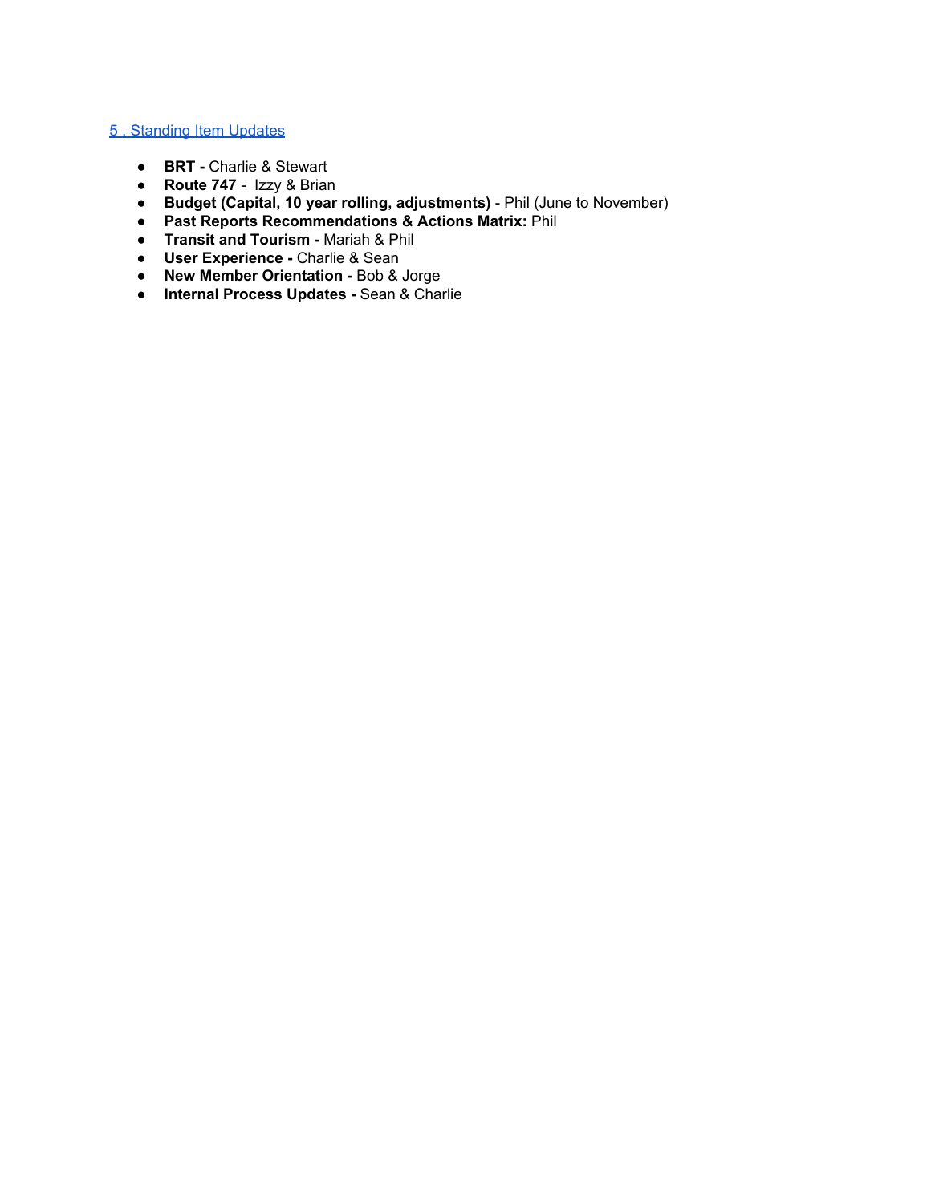## [5 . Standing Item Updates]

- **BRT -** Charlie & Stewart
- **Route 747** - Izzy & Brian
- **Budget (Capital, 10 year rolling, adjustments)** - Phil (June to November)
- **Past Reports Recommendations & Actions Matrix:** Phil
- **Transit and Tourism -** Mariah & Phil
- **User Experience -** Charlie & Sean
- **New Member Orientation -** Bob & Jorge
- **Internal Process Updates -** Sean & Charlie